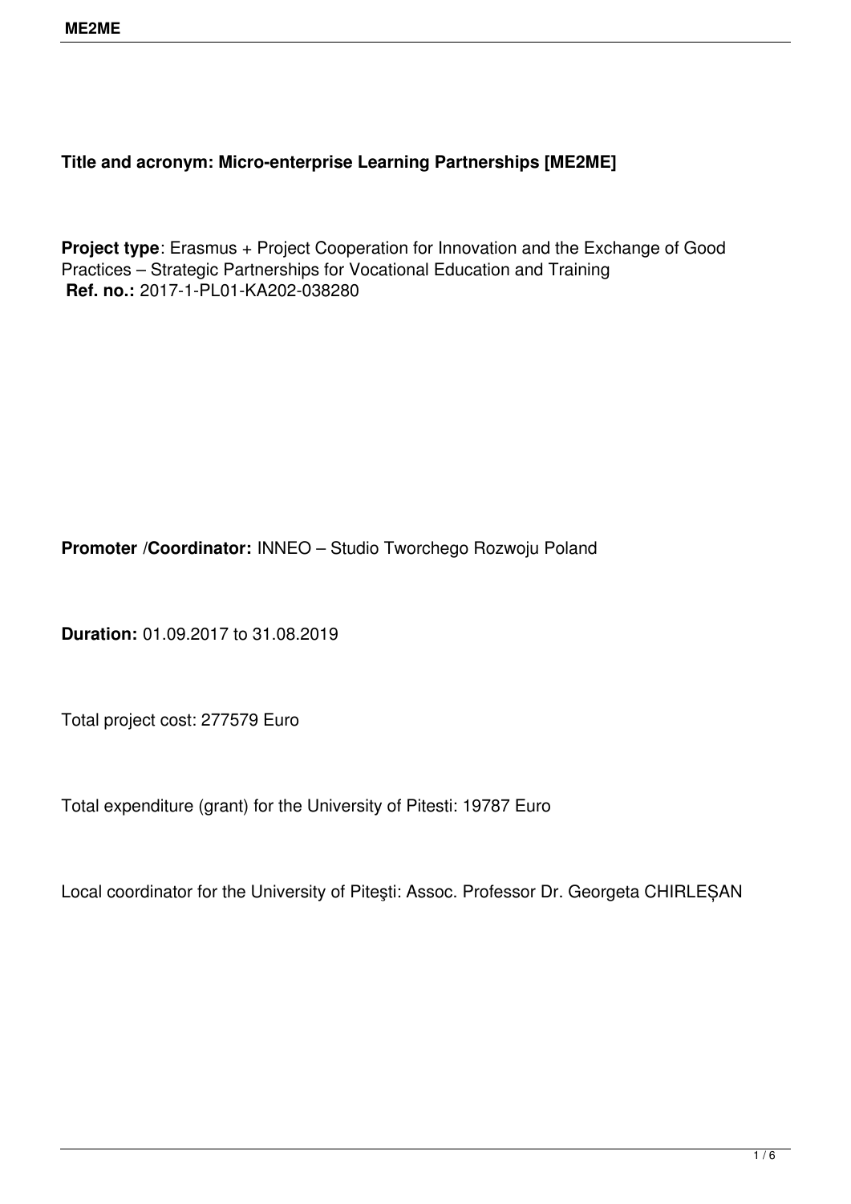**Title and acronym: Micro-enterprise Learning Partnerships [ME2ME]**

**Project type**: Erasmus + Project Cooperation for Innovation and the Exchange of Good Practices – Strategic Partnerships for Vocational Education and Training
**Ref. no.:** 2017-1-PL01-KA202-038280

**Promoter /Coordinator:** INNEO – Studio Tworchego Rozwoju Poland

**Duration:** 01.09.2017 to 31.08.2019

Total project cost: 277579 Euro

Total expenditure (grant) for the University of Pitesti: 19787 Euro

Local coordinator for the University of Piteşti: Assoc. Professor Dr. Georgeta CHIRLEȘAN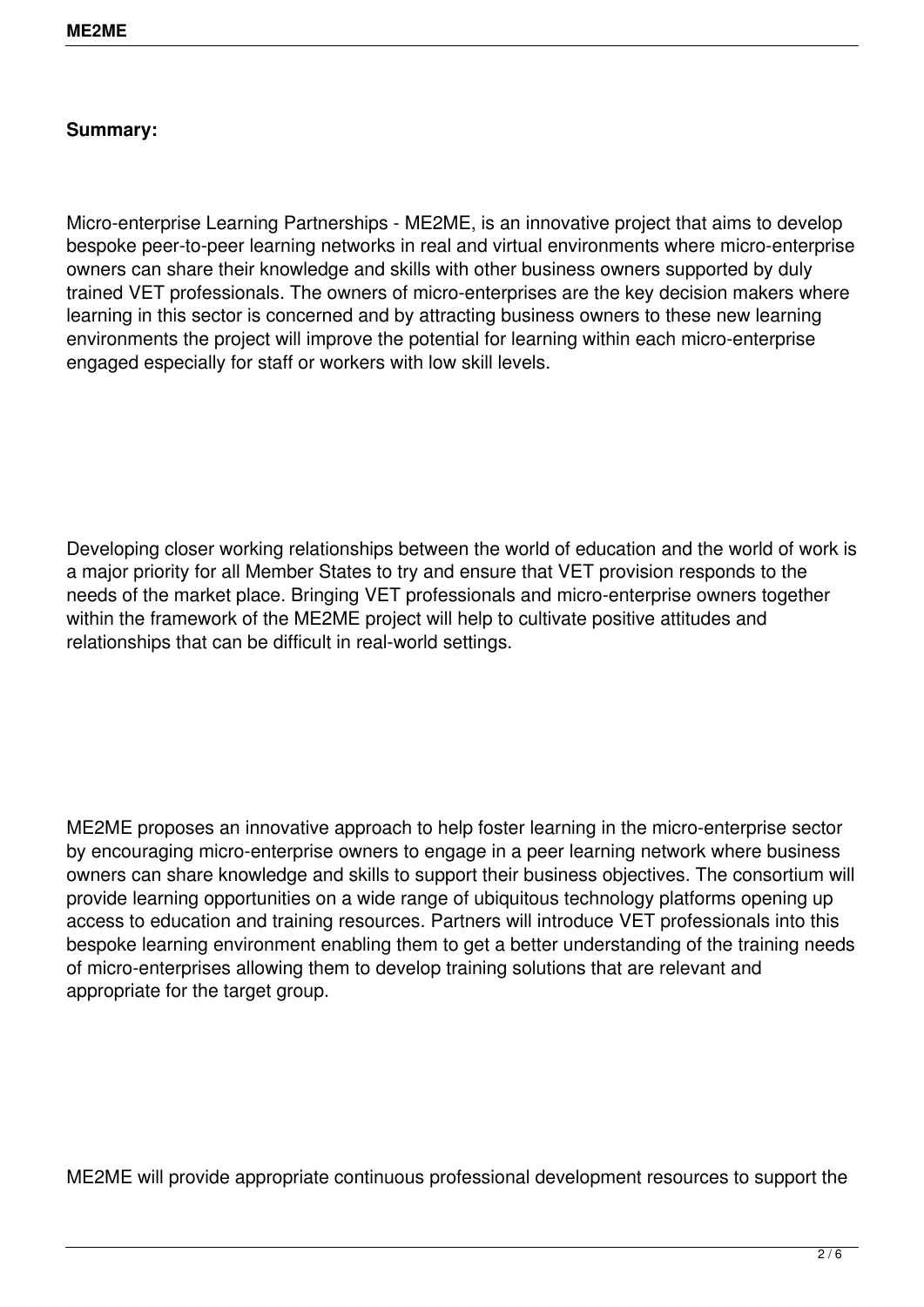**Summary:**

Micro-enterprise Learning Partnerships - ME2ME, is an innovative project that aims to develop bespoke peer-to-peer learning networks in real and virtual environments where micro-enterprise owners can share their knowledge and skills with other business owners supported by duly trained VET professionals. The owners of micro-enterprises are the key decision makers where learning in this sector is concerned and by attracting business owners to these new learning environments the project will improve the potential for learning within each micro-enterprise engaged especially for staff or workers with low skill levels.

Developing closer working relationships between the world of education and the world of work is a major priority for all Member States to try and ensure that VET provision responds to the needs of the market place. Bringing VET professionals and micro-enterprise owners together within the framework of the ME2ME project will help to cultivate positive attitudes and relationships that can be difficult in real-world settings.

ME2ME proposes an innovative approach to help foster learning in the micro-enterprise sector by encouraging micro-enterprise owners to engage in a peer learning network where business owners can share knowledge and skills to support their business objectives. The consortium will provide learning opportunities on a wide range of ubiquitous technology platforms opening up access to education and training resources. Partners will introduce VET professionals into this bespoke learning environment enabling them to get a better understanding of the training needs of micro-enterprises allowing them to develop training solutions that are relevant and appropriate for the target group.

ME2ME will provide appropriate continuous professional development resources to support the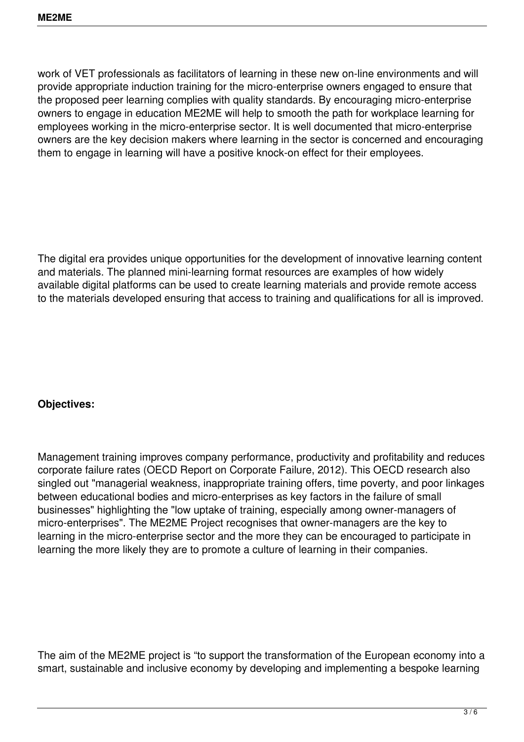work of VET professionals as facilitators of learning in these new on-line environments and will provide appropriate induction training for the micro-enterprise owners engaged to ensure that the proposed peer learning complies with quality standards. By encouraging micro-enterprise owners to engage in education ME2ME will help to smooth the path for workplace learning for employees working in the micro-enterprise sector. It is well documented that micro-enterprise owners are the key decision makers where learning in the sector is concerned and encouraging them to engage in learning will have a positive knock-on effect for their employees.

The digital era provides unique opportunities for the development of innovative learning content and materials. The planned mini-learning format resources are examples of how widely available digital platforms can be used to create learning materials and provide remote access to the materials developed ensuring that access to training and qualifications for all is improved.

**Objectives:**

Management training improves company performance, productivity and profitability and reduces corporate failure rates (OECD Report on Corporate Failure, 2012). This OECD research also singled out "managerial weakness, inappropriate training offers, time poverty, and poor linkages between educational bodies and micro-enterprises as key factors in the failure of small businesses" highlighting the "low uptake of training, especially among owner-managers of micro-enterprises". The ME2ME Project recognises that owner-managers are the key to learning in the micro-enterprise sector and the more they can be encouraged to participate in learning the more likely they are to promote a culture of learning in their companies.

The aim of the ME2ME project is “to support the transformation of the European economy into a smart, sustainable and inclusive economy by developing and implementing a bespoke learning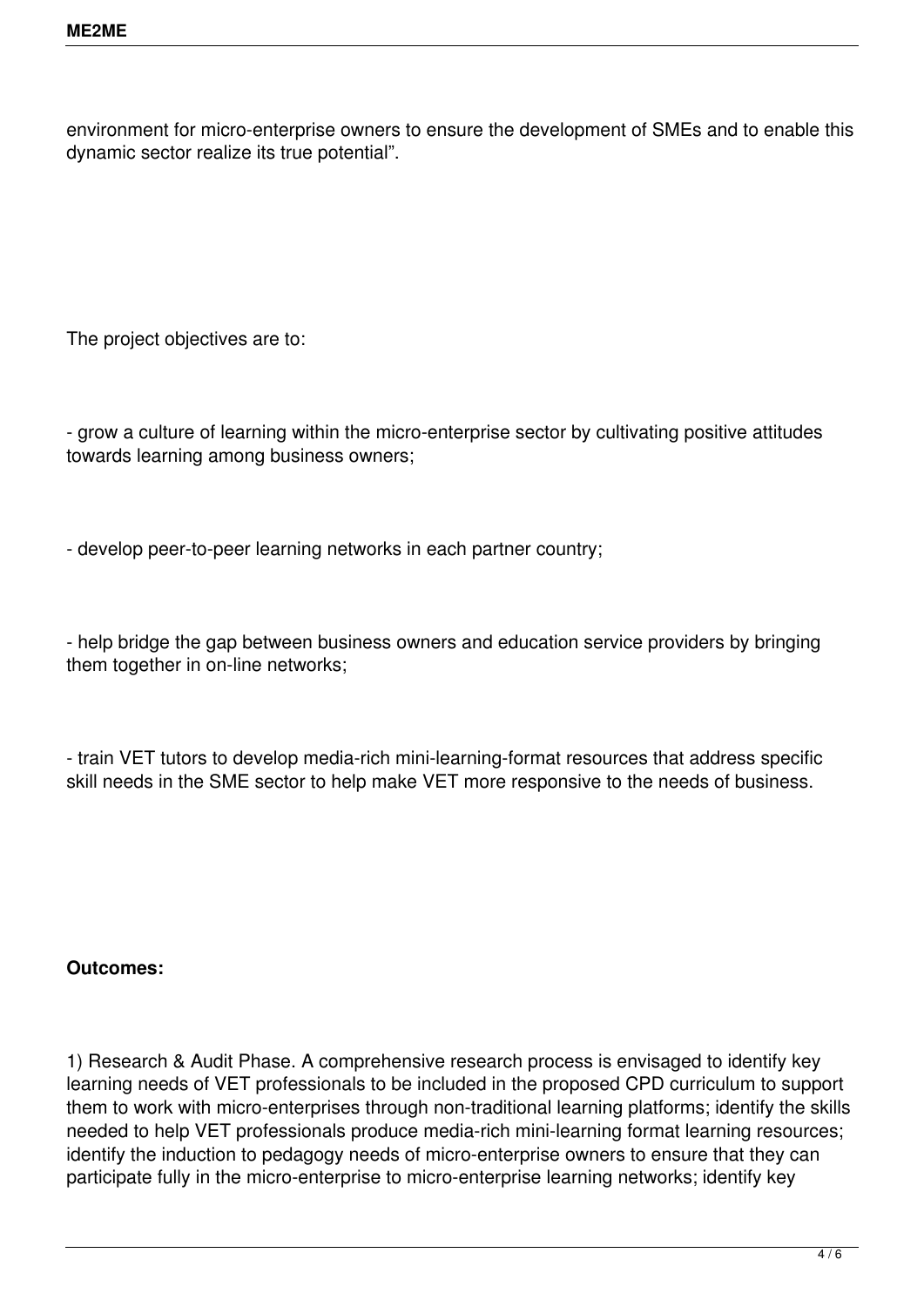environment for micro-enterprise owners to ensure the development of SMEs and to enable this dynamic sector realize its true potential".

The project objectives are to:

- grow a culture of learning within the micro-enterprise sector by cultivating positive attitudes towards learning among business owners;

- develop peer-to-peer learning networks in each partner country;

- help bridge the gap between business owners and education service providers by bringing them together in on-line networks;

- train VET tutors to develop media-rich mini-learning-format resources that address specific skill needs in the SME sector to help make VET more responsive to the needs of business.

**Outcomes:**

1) Research & Audit Phase. A comprehensive research process is envisaged to identify key learning needs of VET professionals to be included in the proposed CPD curriculum to support them to work with micro-enterprises through non-traditional learning platforms; identify the skills needed to help VET professionals produce media-rich mini-learning format learning resources; identify the induction to pedagogy needs of micro-enterprise owners to ensure that they can participate fully in the micro-enterprise to micro-enterprise learning networks; identify key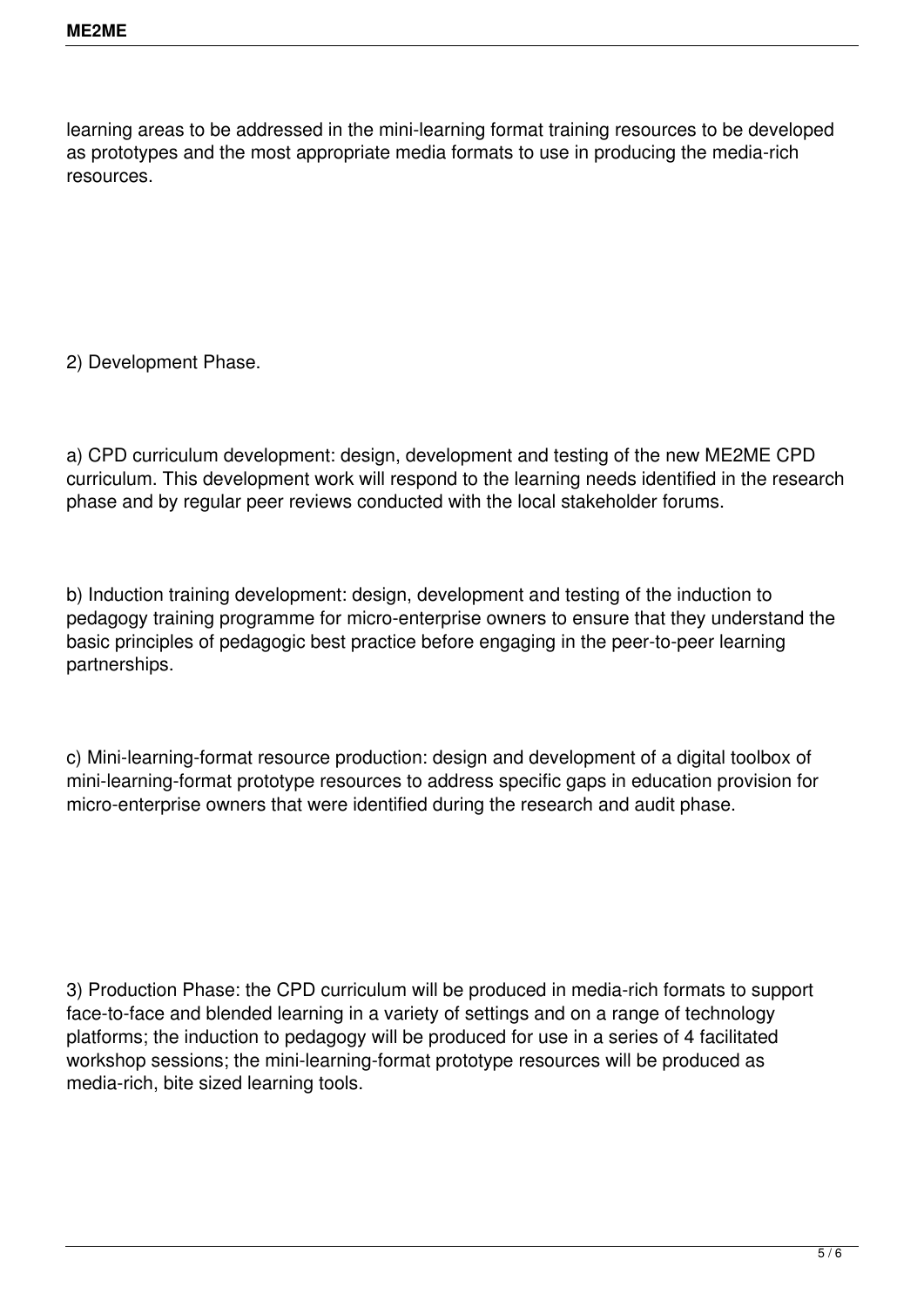learning areas to be addressed in the mini-learning format training resources to be developed as prototypes and the most appropriate media formats to use in producing the media-rich resources.

2) Development Phase.

a) CPD curriculum development: design, development and testing of the new ME2ME CPD curriculum. This development work will respond to the learning needs identified in the research phase and by regular peer reviews conducted with the local stakeholder forums.

b) Induction training development: design, development and testing of the induction to pedagogy training programme for micro-enterprise owners to ensure that they understand the basic principles of pedagogic best practice before engaging in the peer-to-peer learning partnerships.

c) Mini-learning-format resource production: design and development of a digital toolbox of mini-learning-format prototype resources to address specific gaps in education provision for micro-enterprise owners that were identified during the research and audit phase.

3) Production Phase: the CPD curriculum will be produced in media-rich formats to support face-to-face and blended learning in a variety of settings and on a range of technology platforms; the induction to pedagogy will be produced for use in a series of 4 facilitated workshop sessions; the mini-learning-format prototype resources will be produced as media-rich, bite sized learning tools.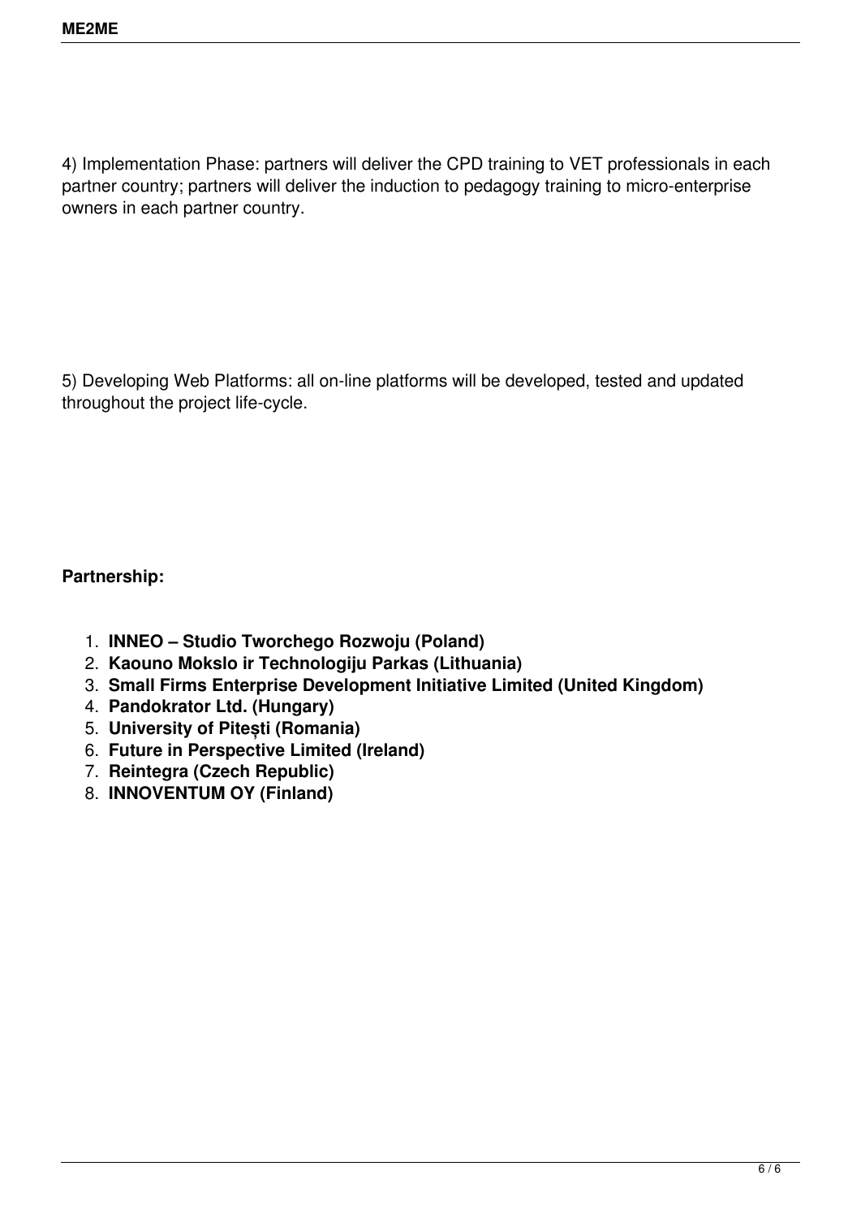4) Implementation Phase: partners will deliver the CPD training to VET professionals in each partner country; partners will deliver the induction to pedagogy training to micro-enterprise owners in each partner country.

5) Developing Web Platforms: all on-line platforms will be developed, tested and updated throughout the project life-cycle.

**Partnership:**

1. **INNEO – Studio Tworchego Rozwoju (Poland)**
2. **Kaouno Mokslo ir Technologiju Parkas (Lithuania)**
3. **Small Firms Enterprise Development Initiative Limited (United Kingdom)**
4. **Pandokrator Ltd. (Hungary)**
5. **University of Pitești (Romania)**
6. **Future in Perspective Limited (Ireland)**
7. **Reintegra (Czech Republic)**
8. **INNOVENTUM OY (Finland)**